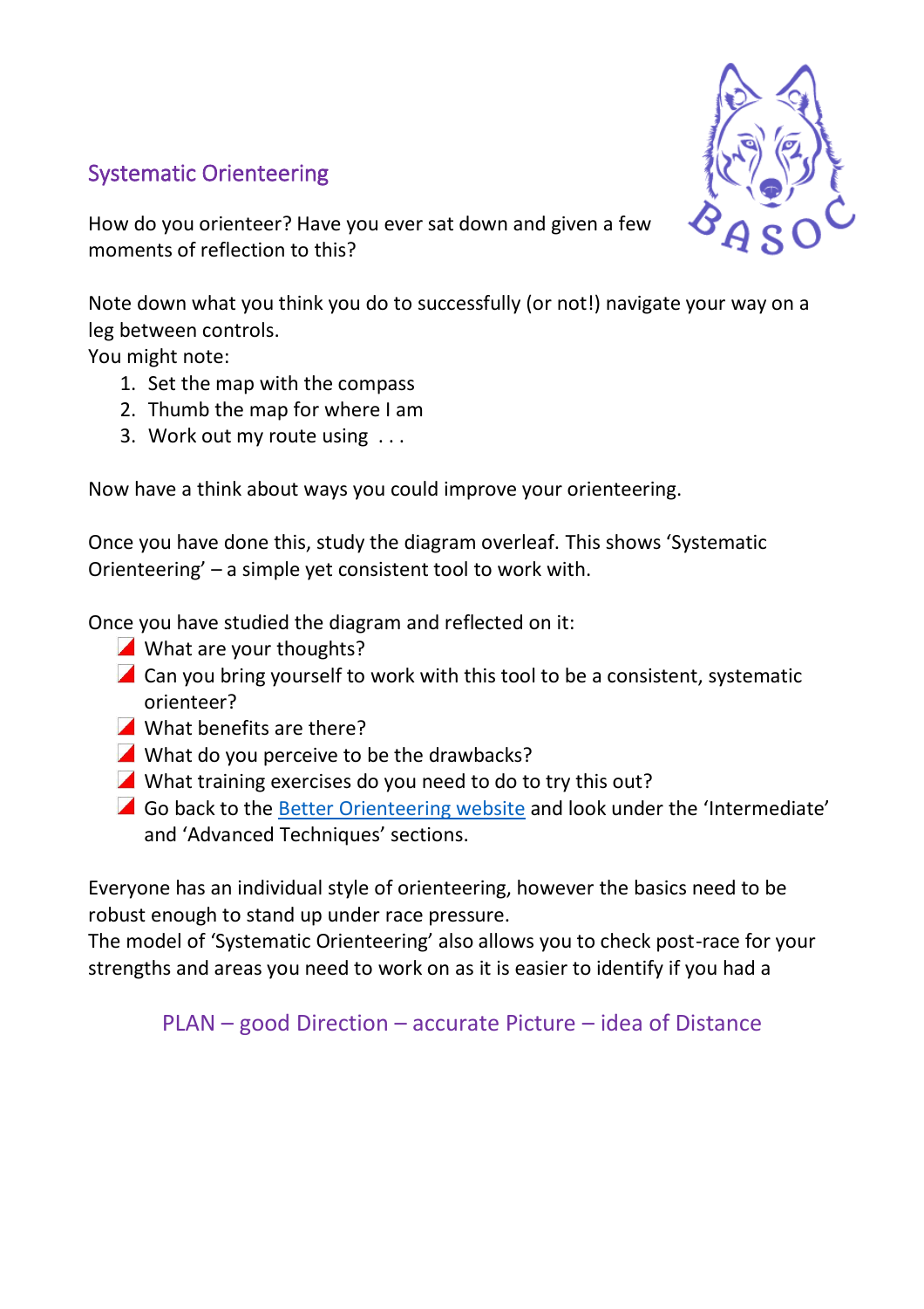## Systematic Orienteering

How do you orienteer? Have you ever sat down and given a few moments of reflection to this?

Note down what you think you do to successfully (or not!) navigate your way on a leg between controls.
You might note:

1. Set the map with the compass
2. Thumb the map for where I am
3. Work out my route using . . .

Now have a think about ways you could improve your orienteering.

Once you have done this, study the diagram overleaf. This shows 'Systematic Orienteering' – a simple yet consistent tool to work with.

Once you have studied the diagram and reflected on it:

- What are your thoughts?
- Can you bring yourself to work with this tool to be a consistent, systematic orienteer?
- What benefits are there?
- What do you perceive to be the drawbacks?
- What training exercises do you need to do to try this out?
- Go back to the [Better Orienteering website]() and look under the 'Intermediate' and 'Advanced Techniques' sections.

Everyone has an individual style of orienteering, however the basics need to be robust enough to stand up under race pressure.
The model of 'Systematic Orienteering' also allows you to check post-race for your strengths and areas you need to work on as it is easier to identify if you had a

PLAN – good Direction – accurate Picture – idea of Distance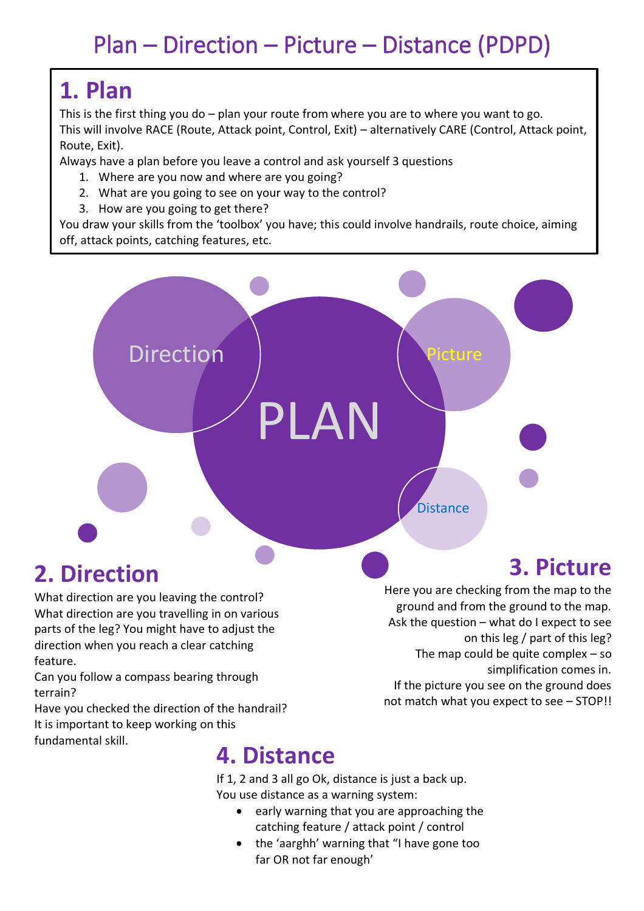# Plan – Direction – Picture – Distance (PDPD)

## 1. Plan

This is the first thing you do – plan your route from where you are to where you want to go.
This will involve RACE (Route, Attack point, Control, Exit) – alternatively CARE (Control, Attack point, Route, Exit).
Always have a plan before you leave a control and ask yourself 3 questions

1. Where are you now and where are you going?
2. What are you going to see on your way to the control?
3. How are you going to get there?

You draw your skills from the 'toolbox' you have; this could involve handrails, route choice, aiming off, attack points, catching features, etc.

Direction

PLAN

Picture

Distance

## 2. Direction

What direction are you leaving the control?
What direction are you travelling in on various parts of the leg? You might have to adjust the direction when you reach a clear catching feature.
Can you follow a compass bearing through terrain?
Have you checked the direction of the handrail?
It is important to keep working on this fundamental skill.

## 3. Picture

Here you are checking from the map to the ground and from the ground to the map.
Ask the question – what do I expect to see on this leg / part of this leg?
The map could be quite complex – so simplification comes in.
If the picture you see on the ground does not match what you expect to see – STOP!!

## 4. Distance

If 1, 2 and 3 all go Ok, distance is just a back up.
You use distance as a warning system:

- early warning that you are approaching the catching feature / attack point / control
- the 'aarghh' warning that "I have gone too far OR not far enough'